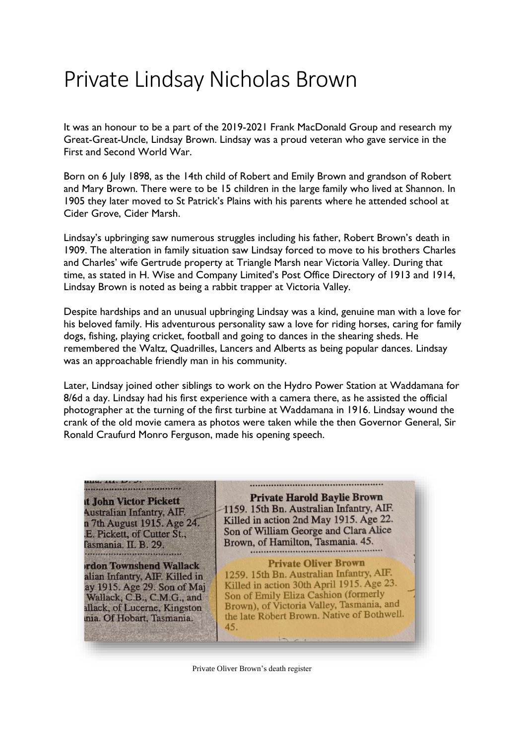# Private Lindsay Nicholas Brown

It was an honour to be a part of the 2019-2021 Frank MacDonald Group and research my Great-Great-Uncle, Lindsay Brown. Lindsay was a proud veteran who gave service in the First and Second World War.

Born on 6 July 1898, as the 14th child of Robert and Emily Brown and grandson of Robert and Mary Brown. There were to be 15 children in the large family who lived at Shannon. In 1905 they later moved to St Patrick's Plains with his parents where he attended school at Cider Grove, Cider Marsh.

Lindsay's upbringing saw numerous struggles including his father, Robert Brown's death in 1909. The alteration in family situation saw Lindsay forced to move to his brothers Charles and Charles' wife Gertrude property at Triangle Marsh near Victoria Valley. During that time, as stated in H. Wise and Company Limited's Post Office Directory of 1913 and 1914, Lindsay Brown is noted as being a rabbit trapper at Victoria Valley.

Despite hardships and an unusual upbringing Lindsay was a kind, genuine man with a love for his beloved family. His adventurous personality saw a love for riding horses, caring for family dogs, fishing, playing cricket, football and going to dances in the shearing sheds. He remembered the Waltz, Quadrilles, Lancers and Alberts as being popular dances. Lindsay was an approachable friendly man in his community.

Later, Lindsay joined other siblings to work on the Hydro Power Station at Waddamana for 8/6d a day. Lindsay had his first experience with a camera there, as he assisted the official photographer at the turning of the first turbine at Waddamana in 1916. Lindsay wound the crank of the old movie camera as photos were taken while the then Governor General, Sir Ronald Craufurd Monro Ferguson, made his opening speech.

**Private Harold Baylie Brown**
1159. 15th Bn. Australian Infantry, AIF. Killed in action 2nd May 1915. Age 22. Son of William George and Clara Alice Brown, of Hamilton, Tasmania. 45.

**Private Oliver Brown**
1259. 15th Bn. Australian Infantry, AIF. Killed in action 30th April 1915. Age 23. Son of Emily Eliza Cashion (formerly Brown), of Victoria Valley, Tasmania, and the late Robert Brown. Native of Bothwell. 45.

Private Oliver Brown's death register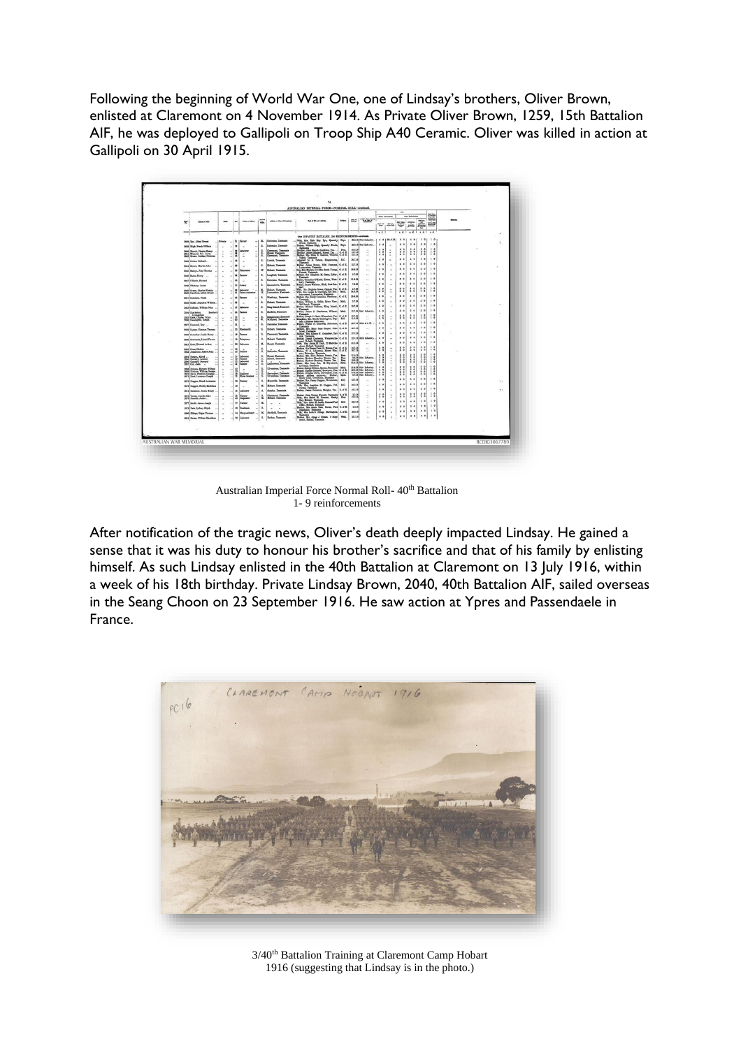Following the beginning of World War One, one of Lindsay's brothers, Oliver Brown, enlisted at Claremont on 4 November 1914. As Private Oliver Brown, 1259, 15th Battalion AIF, he was deployed to Gallipoli on Troop Ship A40 Ceramic. Oliver was killed in action at Gallipoli on 30 April 1915.

Australian Imperial Force Normal Roll- 40th Battalion 1- 9 reinforcements

After notification of the tragic news, Oliver's death deeply impacted Lindsay. He gained a sense that it was his duty to honour his brother's sacrifice and that of his family by enlisting himself. As such Lindsay enlisted in the 40th Battalion at Claremont on 13 July 1916, within a week of his 18th birthday. Private Lindsay Brown, 2040, 40th Battalion AIF, sailed overseas in the Seang Choon on 23 September 1916. He saw action at Ypres and Passendaele in France.

3/40th Battalion Training at Claremont Camp Hobart 1916 (suggesting that Lindsay is in the photo.)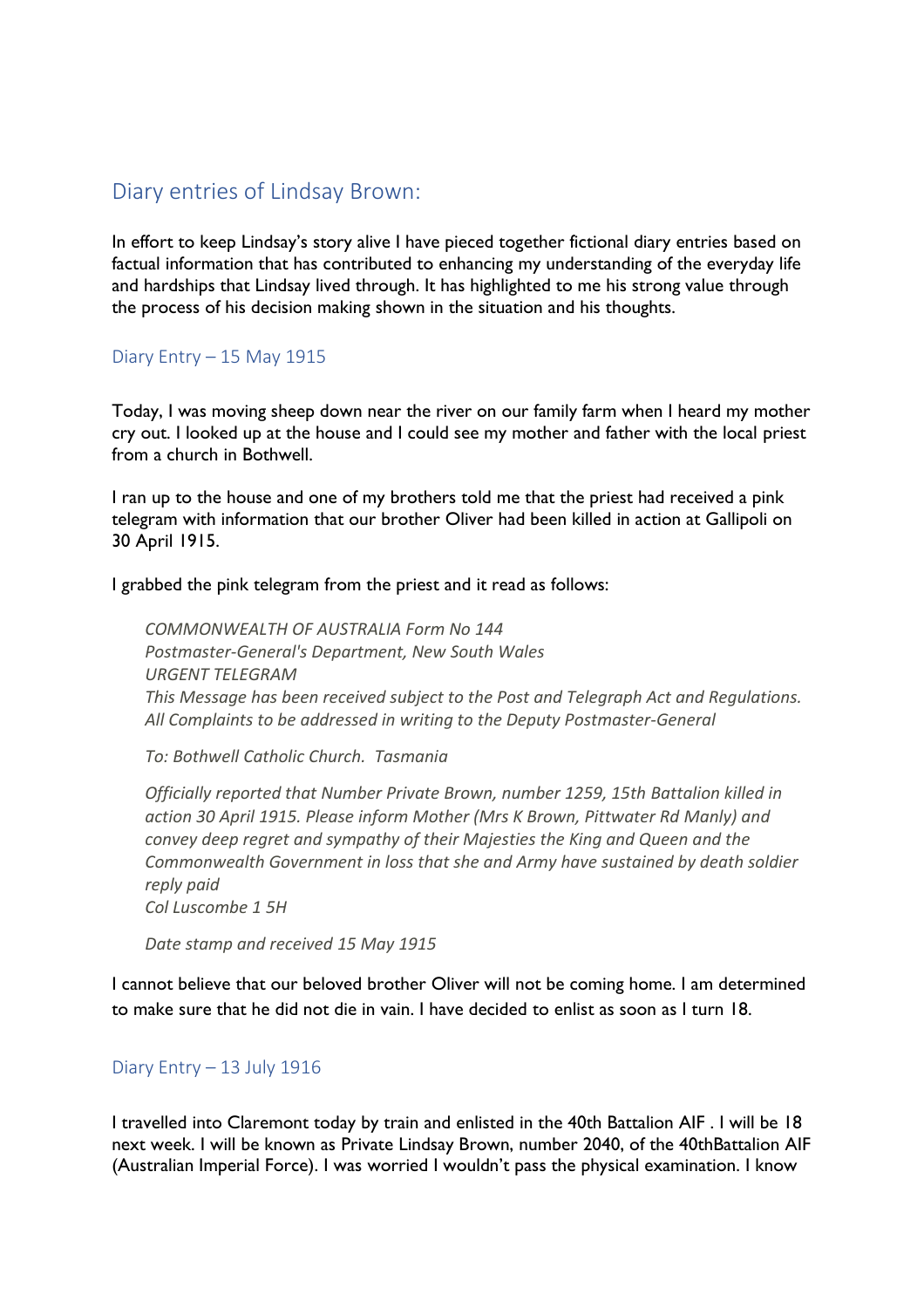## Diary entries of Lindsay Brown:

In effort to keep Lindsay's story alive I have pieced together fictional diary entries based on factual information that has contributed to enhancing my understanding of the everyday life and hardships that Lindsay lived through. It has highlighted to me his strong value through the process of his decision making shown in the situation and his thoughts.

### Diary Entry – 15 May 1915

Today, I was moving sheep down near the river on our family farm when I heard my mother cry out. I looked up at the house and I could see my mother and father with the local priest from a church in Bothwell.

I ran up to the house and one of my brothers told me that the priest had received a pink telegram with information that our brother Oliver had been killed in action at Gallipoli on 30 April 1915.

I grabbed the pink telegram from the priest and it read as follows:

> *COMMONWEALTH OF AUSTRALIA Form No 144*
> *Postmaster-General's Department, New South Wales*
> *URGENT TELEGRAM*
> *This Message has been received subject to the Post and Telegraph Act and Regulations.*
> *All Complaints to be addressed in writing to the Deputy Postmaster-General*
>
> *To: Bothwell Catholic Church. Tasmania*
>
> *Officially reported that Number Private Brown, number 1259, 15th Battalion killed in action 30 April 1915. Please inform Mother (Mrs K Brown, Pittwater Rd Manly) and convey deep regret and sympathy of their Majesties the King and Queen and the Commonwealth Government in loss that she and Army have sustained by death soldier*
> *reply paid*
> *Col Luscombe 1 5H*
>
> *Date stamp and received 15 May 1915*

I cannot believe that our beloved brother Oliver will not be coming home. I am determined to make sure that he did not die in vain. I have decided to enlist as soon as I turn 18.

### Diary Entry – 13 July 1916

I travelled into Claremont today by train and enlisted in the 40th Battalion AIF . I will be 18 next week. I will be known as Private Lindsay Brown, number 2040, of the 40thBattalion AIF (Australian Imperial Force). I was worried I wouldn't pass the physical examination. I know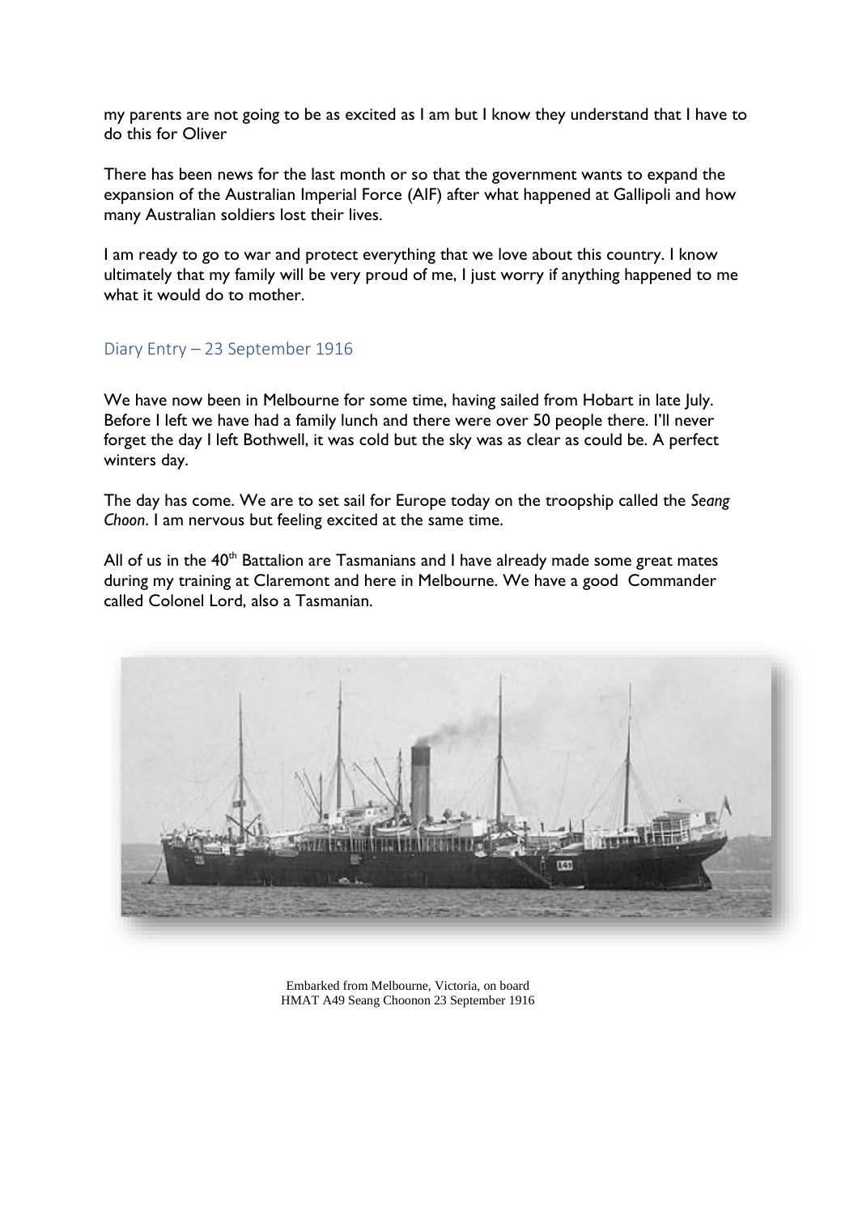my parents are not going to be as excited as I am but I know they understand that I have to do this for Oliver

There has been news for the last month or so that the government wants to expand the expansion of the Australian Imperial Force (AIF) after what happened at Gallipoli and how many Australian soldiers lost their lives.

I am ready to go to war and protect everything that we love about this country. I know ultimately that my family will be very proud of me, I just worry if anything happened to me what it would do to mother.

## Diary Entry – 23 September 1916

We have now been in Melbourne for some time, having sailed from Hobart in late July. Before I left we have had a family lunch and there were over 50 people there. I'll never forget the day I left Bothwell, it was cold but the sky was as clear as could be. A perfect winters day.

The day has come. We are to set sail for Europe today on the troopship called the *Seang Choon*. I am nervous but feeling excited at the same time.

All of us in the 40th Battalion are Tasmanians and I have already made some great mates during my training at Claremont and here in Melbourne. We have a good Commander called Colonel Lord, also a Tasmanian.

Embarked from Melbourne, Victoria, on board HMAT A49 Seang Choonon 23 September 1916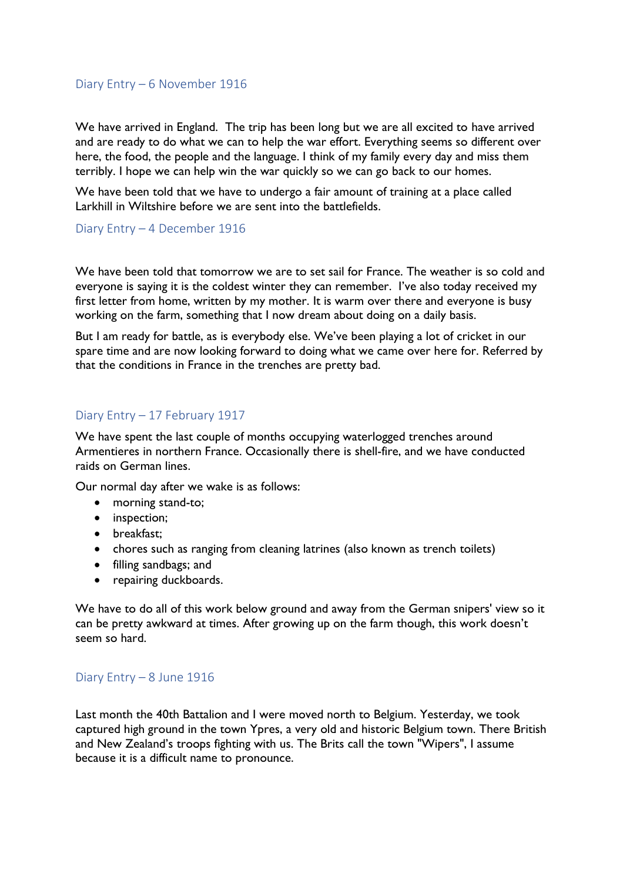## Diary Entry – 6 November 1916

We have arrived in England. The trip has been long but we are all excited to have arrived and are ready to do what we can to help the war effort. Everything seems so different over here, the food, the people and the language. I think of my family every day and miss them terribly. I hope we can help win the war quickly so we can go back to our homes.

We have been told that we have to undergo a fair amount of training at a place called Larkhill in Wiltshire before we are sent into the battlefields.

## Diary Entry – 4 December 1916

We have been told that tomorrow we are to set sail for France. The weather is so cold and everyone is saying it is the coldest winter they can remember. I've also today received my first letter from home, written by my mother. It is warm over there and everyone is busy working on the farm, something that I now dream about doing on a daily basis.

But I am ready for battle, as is everybody else. We've been playing a lot of cricket in our spare time and are now looking forward to doing what we came over here for. Referred by that the conditions in France in the trenches are pretty bad.

## Diary Entry – 17 February 1917

We have spent the last couple of months occupying waterlogged trenches around Armentieres in northern France. Occasionally there is shell-fire, and we have conducted raids on German lines.

Our normal day after we wake is as follows:

- morning stand-to;
- inspection;
- breakfast;
- chores such as ranging from cleaning latrines (also known as trench toilets)
- filling sandbags; and
- repairing duckboards.

We have to do all of this work below ground and away from the German snipers' view so it can be pretty awkward at times. After growing up on the farm though, this work doesn't seem so hard.

## Diary Entry – 8 June 1916

Last month the 40th Battalion and I were moved north to Belgium. Yesterday, we took captured high ground in the town Ypres, a very old and historic Belgium town. There British and New Zealand's troops fighting with us. The Brits call the town "Wipers", I assume because it is a difficult name to pronounce.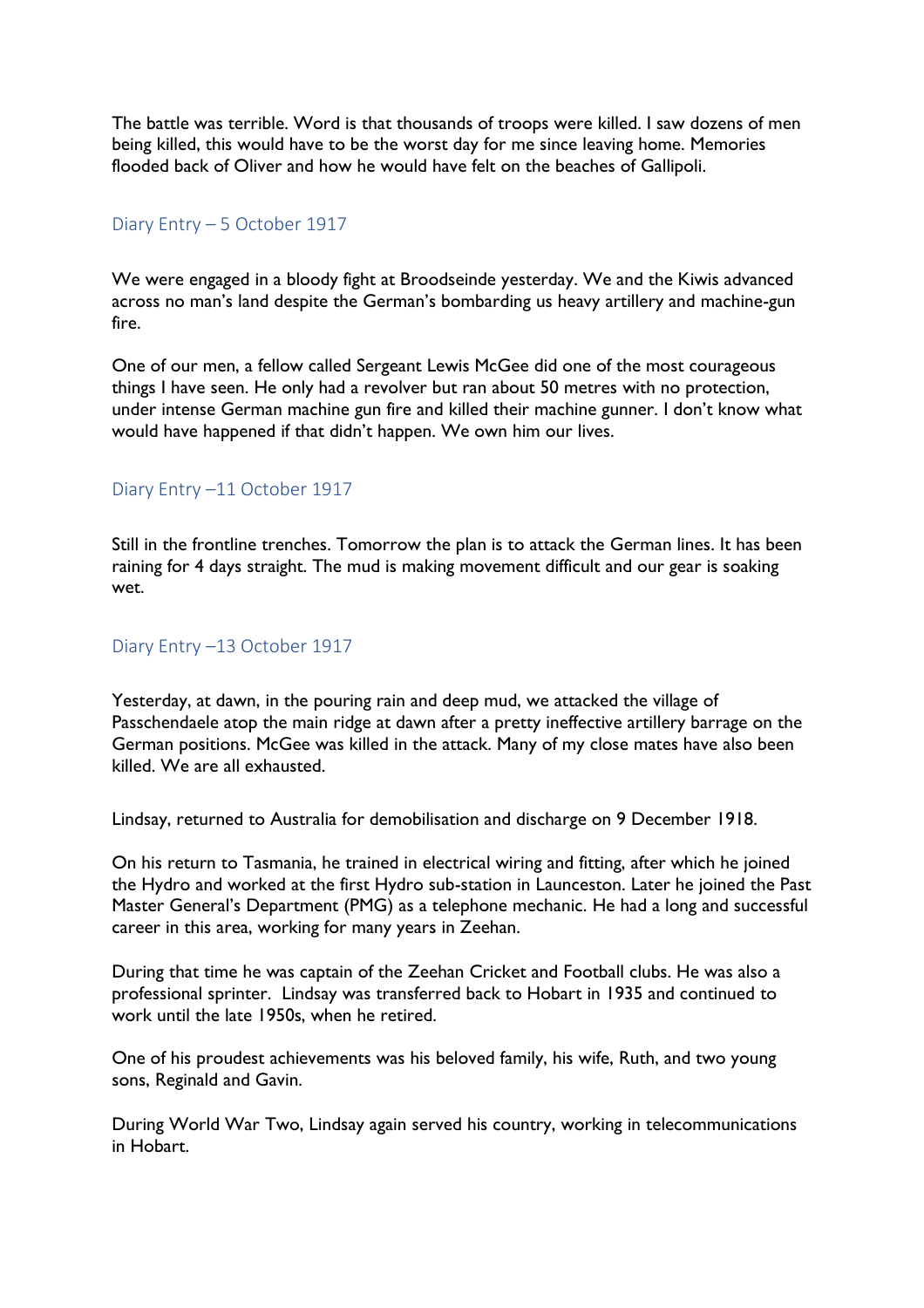The battle was terrible. Word is that thousands of troops were killed. I saw dozens of men being killed, this would have to be the worst day for me since leaving home. Memories flooded back of Oliver and how he would have felt on the beaches of Gallipoli.

### Diary Entry – 5 October 1917

We were engaged in a bloody fight at Broodseinde yesterday. We and the Kiwis advanced across no man's land despite the German's bombarding us heavy artillery and machine-gun fire.

One of our men, a fellow called Sergeant Lewis McGee did one of the most courageous things I have seen. He only had a revolver but ran about 50 metres with no protection, under intense German machine gun fire and killed their machine gunner. I don't know what would have happened if that didn't happen. We own him our lives.

### Diary Entry –11 October 1917

Still in the frontline trenches. Tomorrow the plan is to attack the German lines. It has been raining for 4 days straight. The mud is making movement difficult and our gear is soaking wet.

### Diary Entry –13 October 1917

Yesterday, at dawn, in the pouring rain and deep mud, we attacked the village of Passchendaele atop the main ridge at dawn after a pretty ineffective artillery barrage on the German positions. McGee was killed in the attack. Many of my close mates have also been killed. We are all exhausted.

Lindsay, returned to Australia for demobilisation and discharge on 9 December 1918.

On his return to Tasmania, he trained in electrical wiring and fitting, after which he joined the Hydro and worked at the first Hydro sub-station in Launceston. Later he joined the Past Master General's Department (PMG) as a telephone mechanic. He had a long and successful career in this area, working for many years in Zeehan.

During that time he was captain of the Zeehan Cricket and Football clubs. He was also a professional sprinter. Lindsay was transferred back to Hobart in 1935 and continued to work until the late 1950s, when he retired.

One of his proudest achievements was his beloved family, his wife, Ruth, and two young sons, Reginald and Gavin.

During World War Two, Lindsay again served his country, working in telecommunications in Hobart.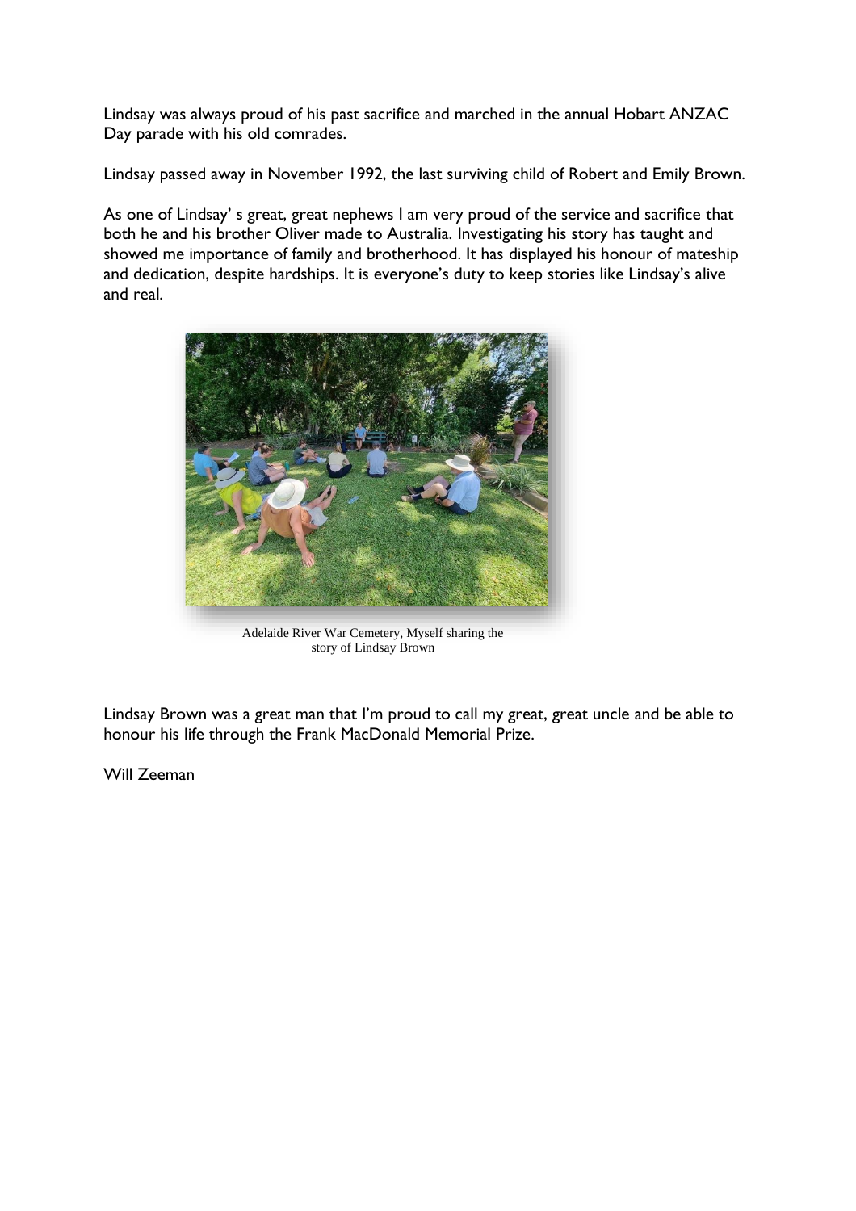Lindsay was always proud of his past sacrifice and marched in the annual Hobart ANZAC Day parade with his old comrades.

Lindsay passed away in November 1992, the last surviving child of Robert and Emily Brown.

As one of Lindsay' s great, great nephews I am very proud of the service and sacrifice that both he and his brother Oliver made to Australia. Investigating his story has taught and showed me importance of family and brotherhood. It has displayed his honour of mateship and dedication, despite hardships. It is everyone's duty to keep stories like Lindsay's alive and real.

Adelaide River War Cemetery, Myself sharing the story of Lindsay Brown

Lindsay Brown was a great man that I'm proud to call my great, great uncle and be able to honour his life through the Frank MacDonald Memorial Prize.

Will Zeeman